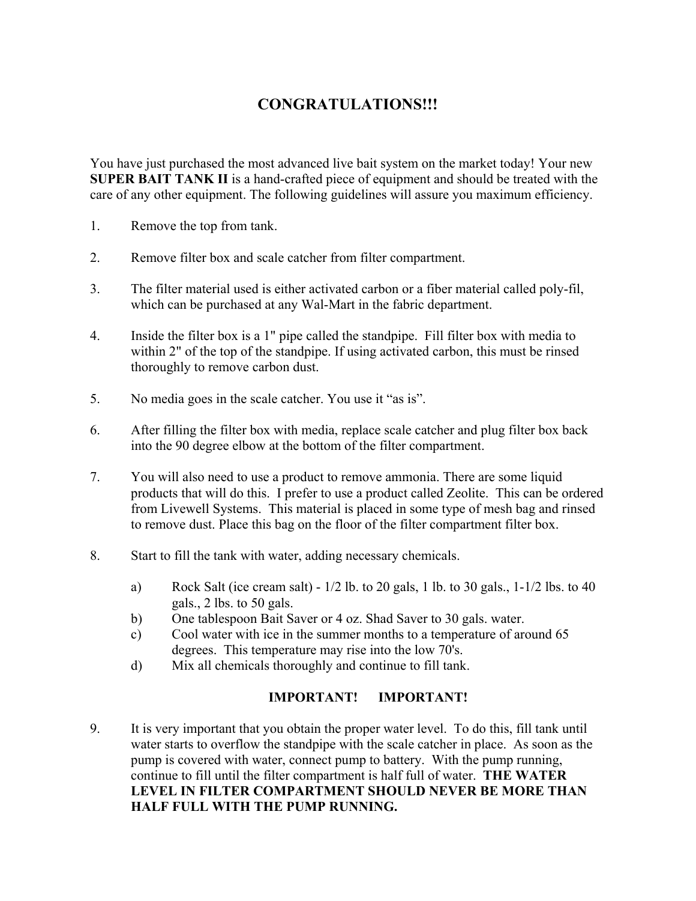# CONGRATULATIONS!!!

You have just purchased the most advanced live bait system on the market today! Your new **SUPER BAIT TANK II** is a hand-crafted piece of equipment and should be treated with the care of any other equipment. The following guidelines will assure you maximum efficiency.

1. Remove the top from tank.

2. Remove filter box and scale catcher from filter compartment.

3. The filter material used is either activated carbon or a fiber material called poly-fil, which can be purchased at any Wal-Mart in the fabric department.

4. Inside the filter box is a 1" pipe called the standpipe. Fill filter box with media to within 2" of the top of the standpipe. If using activated carbon, this must be rinsed thoroughly to remove carbon dust.

5. No media goes in the scale catcher. You use it "as is".

6. After filling the filter box with media, replace scale catcher and plug filter box back into the 90 degree elbow at the bottom of the filter compartment.

7. You will also need to use a product to remove ammonia. There are some liquid products that will do this. I prefer to use a product called Zeolite. This can be ordered from Livewell Systems. This material is placed in some type of mesh bag and rinsed to remove dust. Place this bag on the floor of the filter compartment filter box.

8. Start to fill the tank with water, adding necessary chemicals.

   a) Rock Salt (ice cream salt) - 1/2 lb. to 20 gals, 1 lb. to 30 gals., 1-1/2 lbs. to 40 gals., 2 lbs. to 50 gals.
   b) One tablespoon Bait Saver or 4 oz. Shad Saver to 30 gals. water.
   c) Cool water with ice in the summer months to a temperature of around 65 degrees. This temperature may rise into the low 70's.
   d) Mix all chemicals thoroughly and continue to fill tank.

**IMPORTANT! IMPORTANT!**

9. It is very important that you obtain the proper water level. To do this, fill tank until water starts to overflow the standpipe with the scale catcher in place. As soon as the pump is covered with water, connect pump to battery. With the pump running, continue to fill until the filter compartment is half full of water. **THE WATER LEVEL IN FILTER COMPARTMENT SHOULD NEVER BE MORE THAN HALF FULL WITH THE PUMP RUNNING.**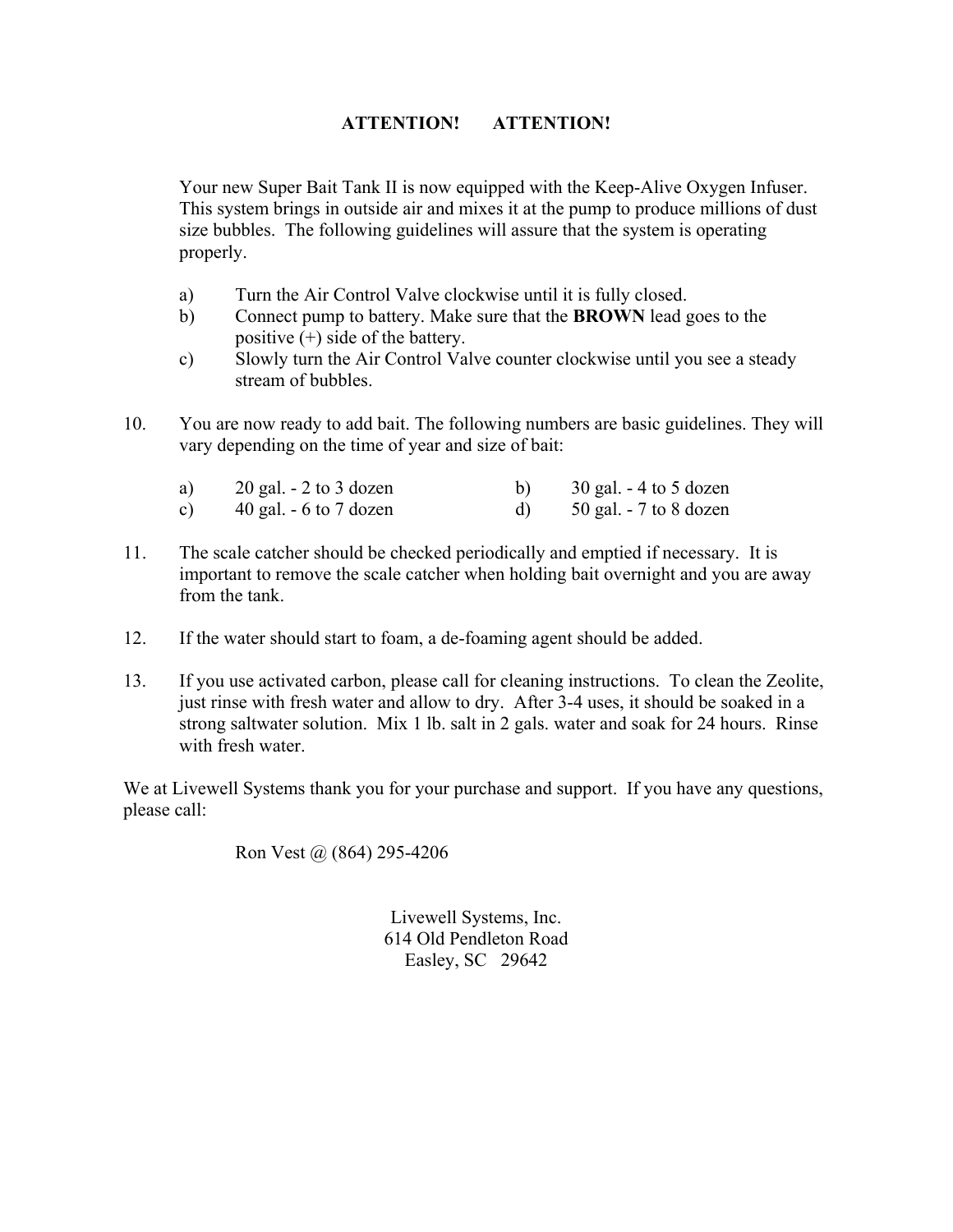**ATTENTION! ATTENTION!**

Your new Super Bait Tank II is now equipped with the Keep-Alive Oxygen Infuser. This system brings in outside air and mixes it at the pump to produce millions of dust size bubbles. The following guidelines will assure that the system is operating properly.

a) Turn the Air Control Valve clockwise until it is fully closed.
b) Connect pump to battery. Make sure that the **BROWN** lead goes to the positive (+) side of the battery.
c) Slowly turn the Air Control Valve counter clockwise until you see a steady stream of bubbles.

10. You are now ready to add bait. The following numbers are basic guidelines. They will vary depending on the time of year and size of bait:

    a) 20 gal. - 2 to 3 dozen
    b) 30 gal. - 4 to 5 dozen
    c) 40 gal. - 6 to 7 dozen
    d) 50 gal. - 7 to 8 dozen

11. The scale catcher should be checked periodically and emptied if necessary. It is important to remove the scale catcher when holding bait overnight and you are away from the tank.

12. If the water should start to foam, a de-foaming agent should be added.

13. If you use activated carbon, please call for cleaning instructions. To clean the Zeolite, just rinse with fresh water and allow to dry. After 3-4 uses, it should be soaked in a strong saltwater solution. Mix 1 lb. salt in 2 gals. water and soak for 24 hours. Rinse with fresh water.

We at Livewell Systems thank you for your purchase and support. If you have any questions, please call:

Ron Vest @ (864) 295-4206

Livewell Systems, Inc.
614 Old Pendleton Road
Easley, SC 29642